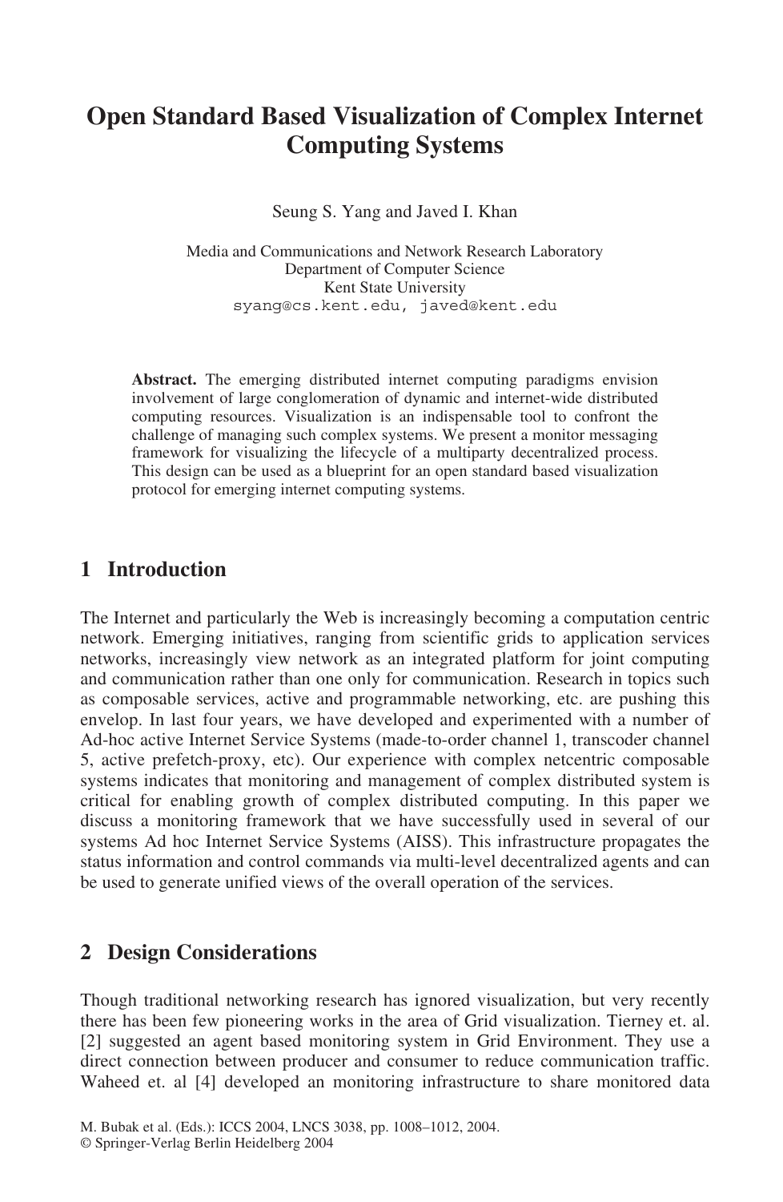# Open Standard Based Visualization of Complex Internet Computing Systems

Seung S. Yang and Javed I. Khan

Media and Communications and Network Research Laboratory
Department of Computer Science
Kent State University
syang@cs.kent.edu, javed@kent.edu

**Abstract.** The emerging distributed internet computing paradigms envision involvement of large conglomeration of dynamic and internet-wide distributed computing resources. Visualization is an indispensable tool to confront the challenge of managing such complex systems. We present a monitor messaging framework for visualizing the lifecycle of a multiparty decentralized process. This design can be used as a blueprint for an open standard based visualization protocol for emerging internet computing systems.

## 1 Introduction

The Internet and particularly the Web is increasingly becoming a computation centric network. Emerging initiatives, ranging from scientific grids to application services networks, increasingly view network as an integrated platform for joint computing and communication rather than one only for communication. Research in topics such as composable services, active and programmable networking, etc. are pushing this envelop. In last four years, we have developed and experimented with a number of Ad-hoc active Internet Service Systems (made-to-order channel 1, transcoder channel 5, active prefetch-proxy, etc). Our experience with complex netcentric composable systems indicates that monitoring and management of complex distributed system is critical for enabling growth of complex distributed computing. In this paper we discuss a monitoring framework that we have successfully used in several of our systems Ad hoc Internet Service Systems (AISS). This infrastructure propagates the status information and control commands via multi-level decentralized agents and can be used to generate unified views of the overall operation of the services.

## 2 Design Considerations

Though traditional networking research has ignored visualization, but very recently there has been few pioneering works in the area of Grid visualization. Tierney et. al. [2] suggested an agent based monitoring system in Grid Environment. They use a direct connection between producer and consumer to reduce communication traffic. Waheed et. al [4] developed an monitoring infrastructure to share monitored data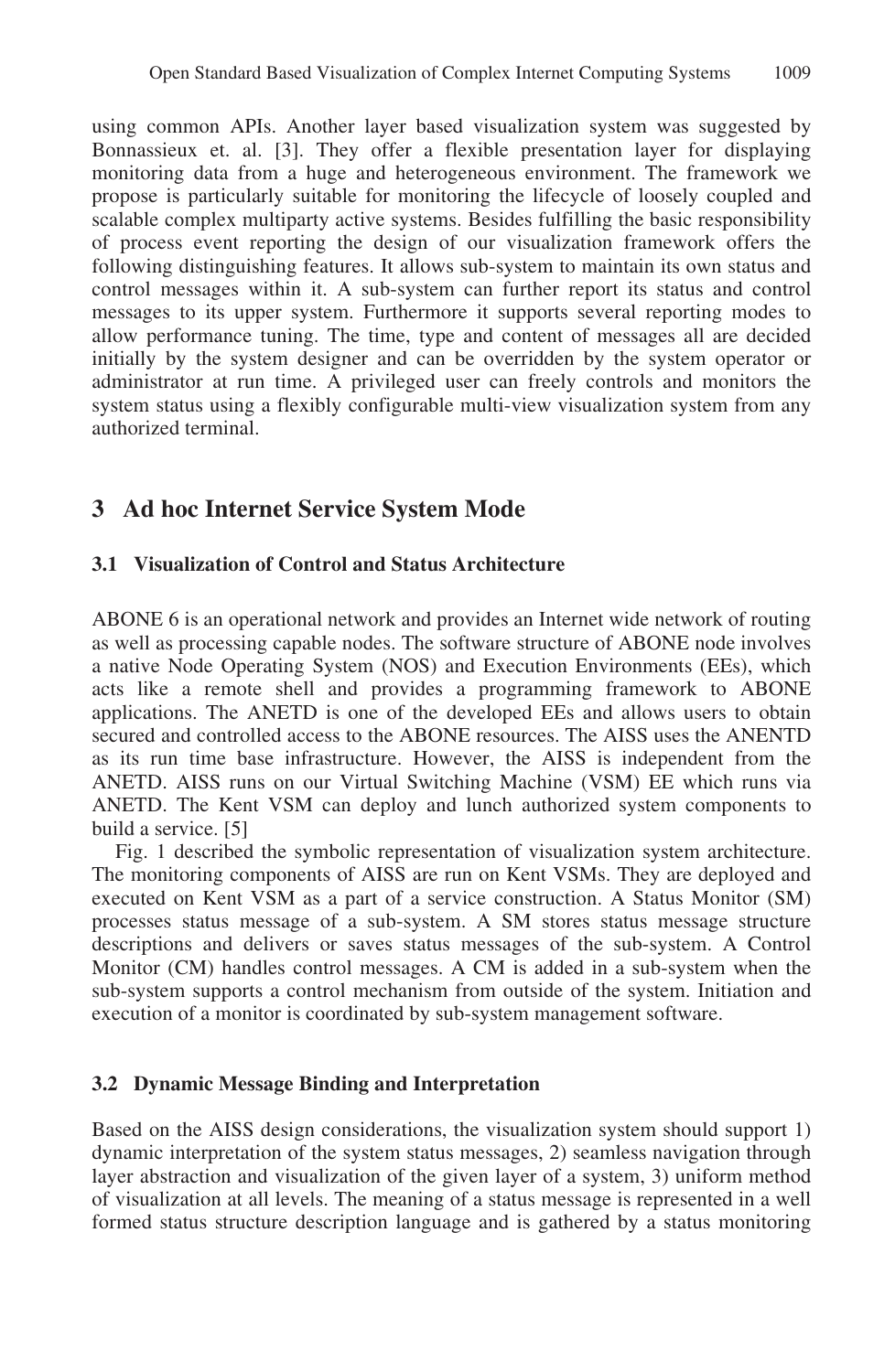using common APIs. Another layer based visualization system was suggested by Bonnassieux et. al. [3]. They offer a flexible presentation layer for displaying monitoring data from a huge and heterogeneous environment. The framework we propose is particularly suitable for monitoring the lifecycle of loosely coupled and scalable complex multiparty active systems. Besides fulfilling the basic responsibility of process event reporting the design of our visualization framework offers the following distinguishing features. It allows sub-system to maintain its own status and control messages within it. A sub-system can further report its status and control messages to its upper system. Furthermore it supports several reporting modes to allow performance tuning. The time, type and content of messages all are decided initially by the system designer and can be overridden by the system operator or administrator at run time. A privileged user can freely controls and monitors the system status using a flexibly configurable multi-view visualization system from any authorized terminal.

## 3 Ad hoc Internet Service System Mode

### 3.1 Visualization of Control and Status Architecture

ABONE 6 is an operational network and provides an Internet wide network of routing as well as processing capable nodes. The software structure of ABONE node involves a native Node Operating System (NOS) and Execution Environments (EEs), which acts like a remote shell and provides a programming framework to ABONE applications. The ANETD is one of the developed EEs and allows users to obtain secured and controlled access to the ABONE resources. The AISS uses the ANENTD as its run time base infrastructure. However, the AISS is independent from the ANETD. AISS runs on our Virtual Switching Machine (VSM) EE which runs via ANETD. The Kent VSM can deploy and lunch authorized system components to build a service. [5]

Fig. 1 described the symbolic representation of visualization system architecture. The monitoring components of AISS are run on Kent VSMs. They are deployed and executed on Kent VSM as a part of a service construction. A Status Monitor (SM) processes status message of a sub-system. A SM stores status message structure descriptions and delivers or saves status messages of the sub-system. A Control Monitor (CM) handles control messages. A CM is added in a sub-system when the sub-system supports a control mechanism from outside of the system. Initiation and execution of a monitor is coordinated by sub-system management software.

### 3.2 Dynamic Message Binding and Interpretation

Based on the AISS design considerations, the visualization system should support 1) dynamic interpretation of the system status messages, 2) seamless navigation through layer abstraction and visualization of the given layer of a system, 3) uniform method of visualization at all levels. The meaning of a status message is represented in a well formed status structure description language and is gathered by a status monitoring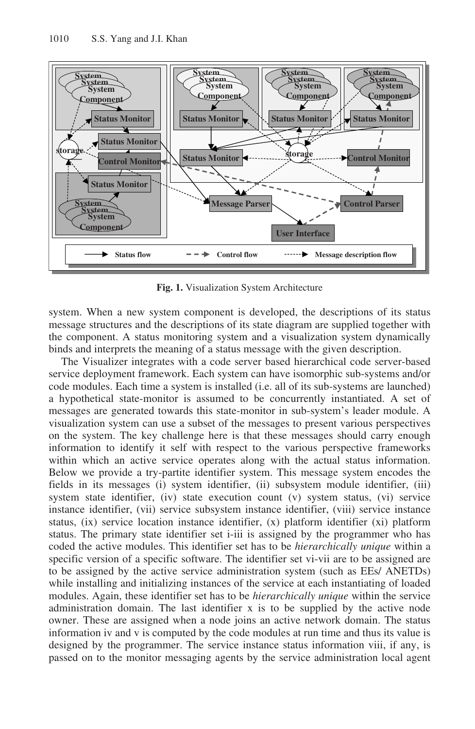Status Monitor
Control Monitor
Message Parser
Control Parser
User Interface
System Component
storage
Status flow
Control flow
Message description flow

**Fig. 1.** Visualization System Architecture

system. When a new system component is developed, the descriptions of its status message structures and the descriptions of its state diagram are supplied together with the component. A status monitoring system and a visualization system dynamically binds and interprets the meaning of a status message with the given description.

The Visualizer integrates with a code server based hierarchical code server-based service deployment framework. Each system can have isomorphic sub-systems and/or code modules. Each time a system is installed (i.e. all of its sub-systems are launched) a hypothetical state-monitor is assumed to be concurrently instantiated. A set of messages are generated towards this state-monitor in sub-system's leader module. A visualization system can use a subset of the messages to present various perspectives on the system. The key challenge here is that these messages should carry enough information to identify it self with respect to the various perspective frameworks within which an active service operates along with the actual status information. Below we provide a try-partite identifier system. This message system encodes the fields in its messages (i) system identifier, (ii) subsystem module identifier, (iii) system state identifier, (iv) state execution count (v) system status, (vi) service instance identifier, (vii) service subsystem instance identifier, (viii) service instance status, (ix) service location instance identifier, (x) platform identifier (xi) platform status. The primary state identifier set i-iii is assigned by the programmer who has coded the active modules. This identifier set has to be *hierarchically unique* within a specific version of a specific software. The identifier set vi-vii are to be assigned are to be assigned by the active service administration system (such as EEs/ ANETDs) while installing and initializing instances of the service at each instantiating of loaded modules. Again, these identifier set has to be *hierarchically unique* within the service administration domain. The last identifier x is to be supplied by the active node owner. These are assigned when a node joins an active network domain. The status information iv and v is computed by the code modules at run time and thus its value is designed by the programmer. The service instance status information viii, if any, is passed on to the monitor messaging agents by the service administration local agent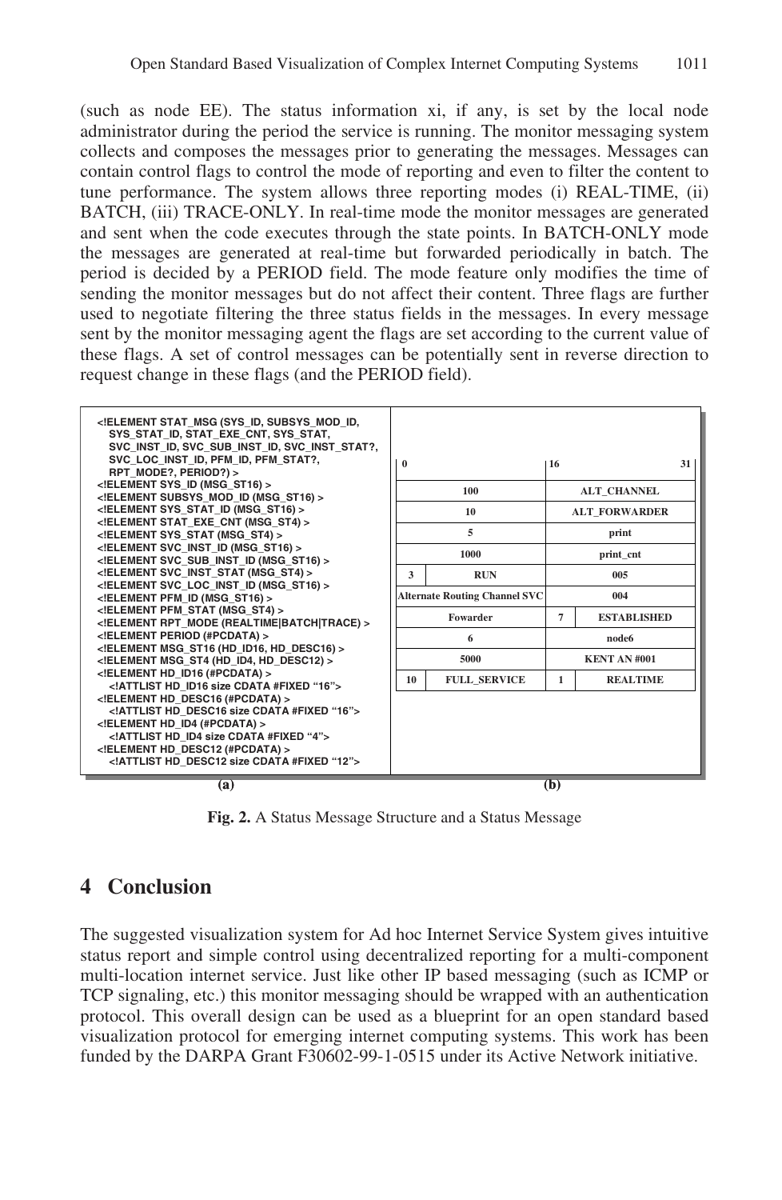(such as node EE). The status information xi, if any, is set by the local node administrator during the period the service is running. The monitor messaging system collects and composes the messages prior to generating the messages. Messages can contain control flags to control the mode of reporting and even to filter the content to tune performance. The system allows three reporting modes (i) REAL-TIME, (ii) BATCH, (iii) TRACE-ONLY. In real-time mode the monitor messages are generated and sent when the code executes through the state points. In BATCH-ONLY mode the messages are generated at real-time but forwarded periodically in batch. The period is decided by a PERIOD field. The mode feature only modifies the time of sending the monitor messages but do not affect their content. Three flags are further used to negotiate filtering the three status fields in the messages. In every message sent by the monitor messaging agent the flags are set according to the current value of these flags. A set of control messages can be potentially sent in reverse direction to request change in these flags (and the PERIOD field).

```
<!ELEMENT STAT_MSG (SYS_ID, SUBSYS_MOD_ID,
    SYS_STAT_ID, STAT_EXE_CNT, SYS_STAT,
    SVC_INST_ID, SVC_SUB_INST_ID, SVC_INST_STAT?,
    SVC_LOC_INST_ID, PFM_ID, PFM_STAT?,
    RPT_MODE?, PERIOD?) >
<!ELEMENT SYS_ID (MSG_ST16) >
<!ELEMENT SUBSYS_MOD_ID (MSG_ST16) >
<!ELEMENT SYS_STAT_ID (MSG_ST16) >
<!ELEMENT STAT_EXE_CNT (MSG_ST4) >
<!ELEMENT SYS_STAT (MSG_ST4) >
<!ELEMENT SVC_INST_ID (MSG_ST16) >
<!ELEMENT SVC_SUB_INST_ID (MSG_ST16) >
<!ELEMENT SVC_INST_STAT (MSG_ST4) >
<!ELEMENT SVC_LOC_INST_ID (MSG_ST16) >
<!ELEMENT PFM_ID (MSG_ST16) >
<!ELEMENT PFM_STAT (MSG_ST4) >
<!ELEMENT RPT_MODE (REALTIME|BATCH|TRACE) >
<!ELEMENT PERIOD (#PCDATA) >
<!ELEMENT MSG_ST16 (HD_ID16, HD_DESC16) >
<!ELEMENT MSG_ST4 (HD_ID4, HD_DESC12) >
<!ELEMENT HD_ID16 (#PCDATA) >
    <!ATTLIST HD_ID16 size CDATA #FIXED "16">
<!ELEMENT HD_DESC16 (#PCDATA) >
    <!ATTLIST HD_DESC16 size CDATA #FIXED "16">
<!ELEMENT HD_ID4 (#PCDATA) >
    <!ATTLIST HD_ID4 size CDATA #FIXED "4">
<!ELEMENT HD_DESC12 (#PCDATA) >
    <!ATTLIST HD_DESC12 size CDATA #FIXED "12">
```

(a)

| 0 | | 16 | 31 |
|---|---|---|---|
| 100 | | ALT_CHANNEL | |
| 10 | | ALT_FORWARDER | |
| 5 | | print | |
| 1000 | | print_cnt | |
| 3 | RUN | 005 | |
| Alternate Routing Channel SVC | | 004 | |
| Fowarder | | 7 | ESTABLISHED |
| 6 | | node6 | |
| 5000 | | KENT AN #001 | |
| 10 | FULL_SERVICE | 1 | REALTIME |

(b)

**Fig. 2.** A Status Message Structure and a Status Message

## 4 Conclusion

The suggested visualization system for Ad hoc Internet Service System gives intuitive status report and simple control using decentralized reporting for a multi-component multi-location internet service. Just like other IP based messaging (such as ICMP or TCP signaling, etc.) this monitor messaging should be wrapped with an authentication protocol. This overall design can be used as a blueprint for an open standard based visualization protocol for emerging internet computing systems. This work has been funded by the DARPA Grant F30602-99-1-0515 under its Active Network initiative.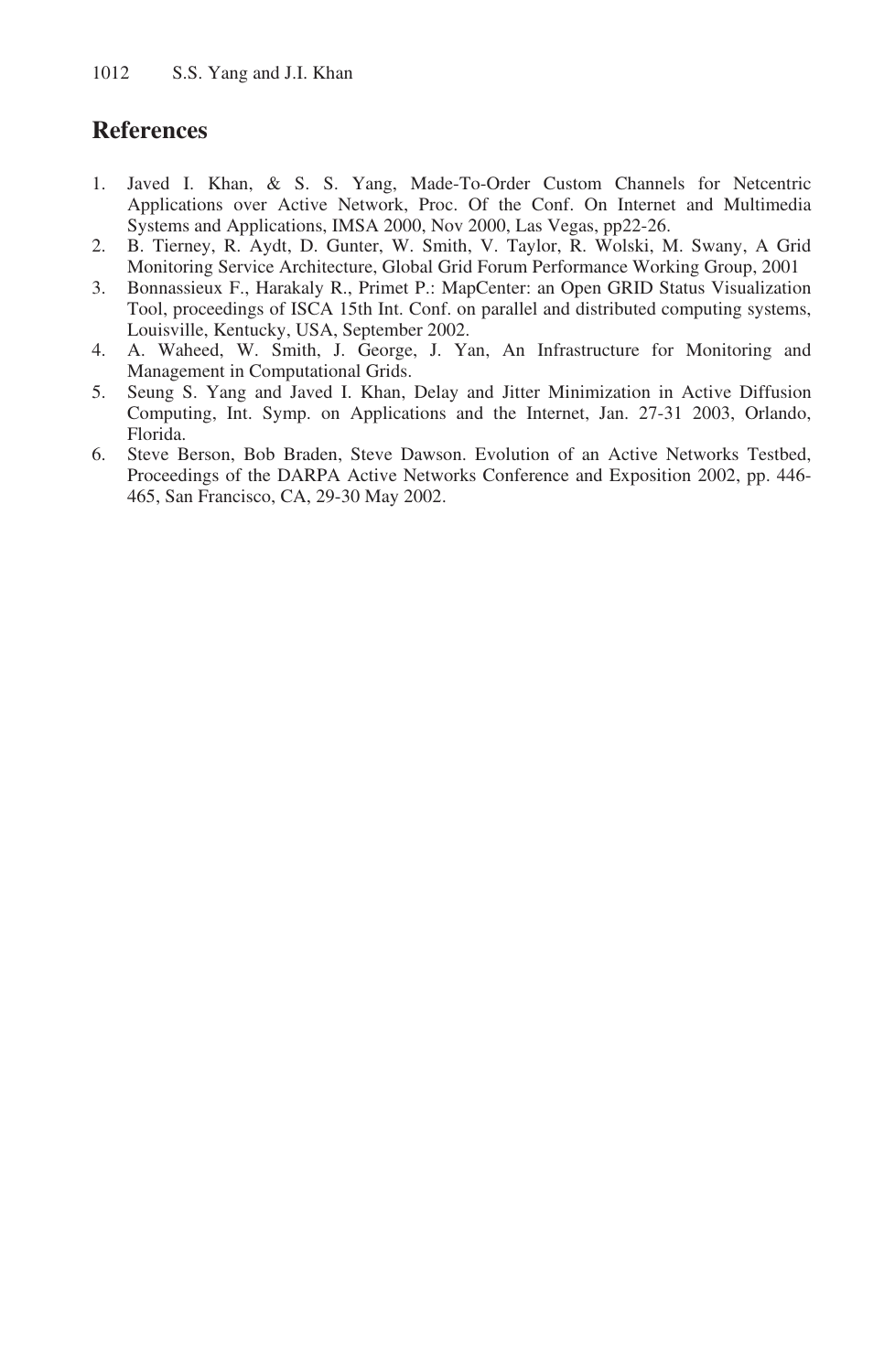## References

1. Javed I. Khan, & S. S. Yang, Made-To-Order Custom Channels for Netcentric Applications over Active Network, Proc. Of the Conf. On Internet and Multimedia Systems and Applications, IMSA 2000, Nov 2000, Las Vegas, pp22-26.
2. B. Tierney, R. Aydt, D. Gunter, W. Smith, V. Taylor, R. Wolski, M. Swany, A Grid Monitoring Service Architecture, Global Grid Forum Performance Working Group, 2001
3. Bonnassieux F., Harakaly R., Primet P.: MapCenter: an Open GRID Status Visualization Tool, proceedings of ISCA 15th Int. Conf. on parallel and distributed computing systems, Louisville, Kentucky, USA, September 2002.
4. A. Waheed, W. Smith, J. George, J. Yan, An Infrastructure for Monitoring and Management in Computational Grids.
5. Seung S. Yang and Javed I. Khan, Delay and Jitter Minimization in Active Diffusion Computing, Int. Symp. on Applications and the Internet, Jan. 27-31 2003, Orlando, Florida.
6. Steve Berson, Bob Braden, Steve Dawson. Evolution of an Active Networks Testbed, Proceedings of the DARPA Active Networks Conference and Exposition 2002, pp. 446-465, San Francisco, CA, 29-30 May 2002.